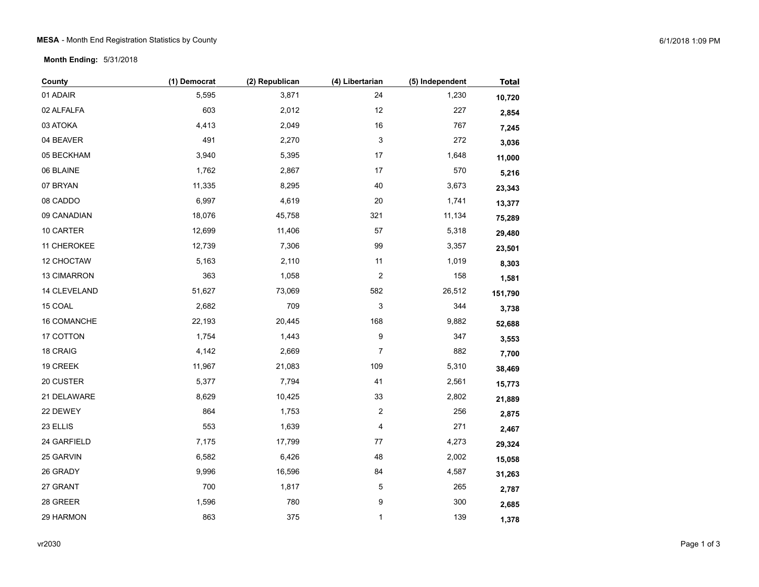**MESA** - Month End Registration Statistics by County

**Month Ending:** 5/31/2018

| County | (1) Democrat | (2) Republican | (4) Libertarian | (5) Independent | Total |
|---|---|---|---|---|---|
| 01 ADAIR | 5,595 | 3,871 | 24 | 1,230 | **10,720** |
| 02 ALFALFA | 603 | 2,012 | 12 | 227 | **2,854** |
| 03 ATOKA | 4,413 | 2,049 | 16 | 767 | **7,245** |
| 04 BEAVER | 491 | 2,270 | 3 | 272 | **3,036** |
| 05 BECKHAM | 3,940 | 5,395 | 17 | 1,648 | **11,000** |
| 06 BLAINE | 1,762 | 2,867 | 17 | 570 | **5,216** |
| 07 BRYAN | 11,335 | 8,295 | 40 | 3,673 | **23,343** |
| 08 CADDO | 6,997 | 4,619 | 20 | 1,741 | **13,377** |
| 09 CANADIAN | 18,076 | 45,758 | 321 | 11,134 | **75,289** |
| 10 CARTER | 12,699 | 11,406 | 57 | 5,318 | **29,480** |
| 11 CHEROKEE | 12,739 | 7,306 | 99 | 3,357 | **23,501** |
| 12 CHOCTAW | 5,163 | 2,110 | 11 | 1,019 | **8,303** |
| 13 CIMARRON | 363 | 1,058 | 2 | 158 | **1,581** |
| 14 CLEVELAND | 51,627 | 73,069 | 582 | 26,512 | **151,790** |
| 15 COAL | 2,682 | 709 | 3 | 344 | **3,738** |
| 16 COMANCHE | 22,193 | 20,445 | 168 | 9,882 | **52,688** |
| 17 COTTON | 1,754 | 1,443 | 9 | 347 | **3,553** |
| 18 CRAIG | 4,142 | 2,669 | 7 | 882 | **7,700** |
| 19 CREEK | 11,967 | 21,083 | 109 | 5,310 | **38,469** |
| 20 CUSTER | 5,377 | 7,794 | 41 | 2,561 | **15,773** |
| 21 DELAWARE | 8,629 | 10,425 | 33 | 2,802 | **21,889** |
| 22 DEWEY | 864 | 1,753 | 2 | 256 | **2,875** |
| 23 ELLIS | 553 | 1,639 | 4 | 271 | **2,467** |
| 24 GARFIELD | 7,175 | 17,799 | 77 | 4,273 | **29,324** |
| 25 GARVIN | 6,582 | 6,426 | 48 | 2,002 | **15,058** |
| 26 GRADY | 9,996 | 16,596 | 84 | 4,587 | **31,263** |
| 27 GRANT | 700 | 1,817 | 5 | 265 | **2,787** |
| 28 GREER | 1,596 | 780 | 9 | 300 | **2,685** |
| 29 HARMON | 863 | 375 | 1 | 139 | **1,378** |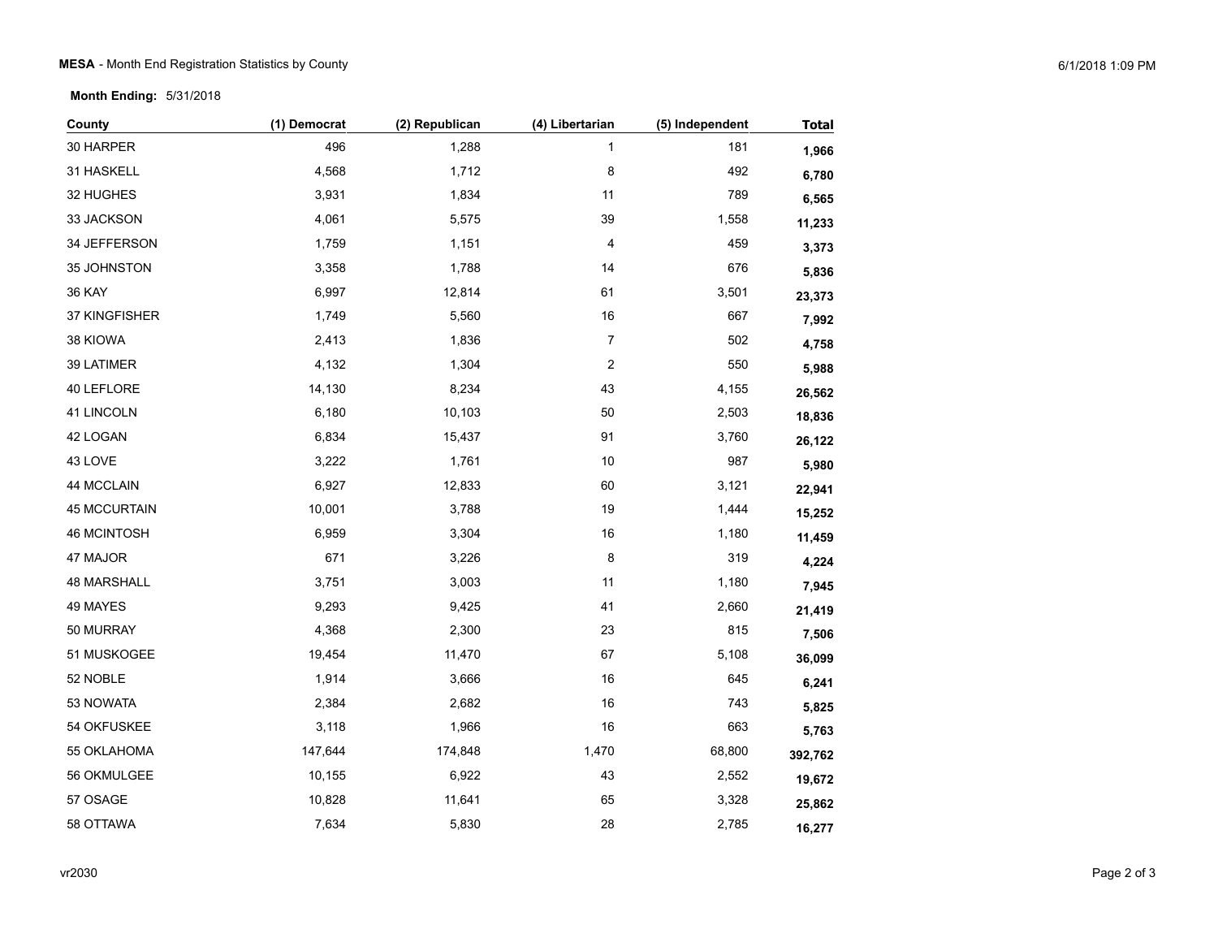**MESA** - Month End Registration Statistics by County

**Month Ending:** 5/31/2018

| County | (1) Democrat | (2) Republican | (4) Libertarian | (5) Independent | Total |
|---|---|---|---|---|---|
| 30 HARPER | 496 | 1,288 | 1 | 181 | **1,966** |
| 31 HASKELL | 4,568 | 1,712 | 8 | 492 | **6,780** |
| 32 HUGHES | 3,931 | 1,834 | 11 | 789 | **6,565** |
| 33 JACKSON | 4,061 | 5,575 | 39 | 1,558 | **11,233** |
| 34 JEFFERSON | 1,759 | 1,151 | 4 | 459 | **3,373** |
| 35 JOHNSTON | 3,358 | 1,788 | 14 | 676 | **5,836** |
| 36 KAY | 6,997 | 12,814 | 61 | 3,501 | **23,373** |
| 37 KINGFISHER | 1,749 | 5,560 | 16 | 667 | **7,992** |
| 38 KIOWA | 2,413 | 1,836 | 7 | 502 | **4,758** |
| 39 LATIMER | 4,132 | 1,304 | 2 | 550 | **5,988** |
| 40 LEFLORE | 14,130 | 8,234 | 43 | 4,155 | **26,562** |
| 41 LINCOLN | 6,180 | 10,103 | 50 | 2,503 | **18,836** |
| 42 LOGAN | 6,834 | 15,437 | 91 | 3,760 | **26,122** |
| 43 LOVE | 3,222 | 1,761 | 10 | 987 | **5,980** |
| 44 MCCLAIN | 6,927 | 12,833 | 60 | 3,121 | **22,941** |
| 45 MCCURTAIN | 10,001 | 3,788 | 19 | 1,444 | **15,252** |
| 46 MCINTOSH | 6,959 | 3,304 | 16 | 1,180 | **11,459** |
| 47 MAJOR | 671 | 3,226 | 8 | 319 | **4,224** |
| 48 MARSHALL | 3,751 | 3,003 | 11 | 1,180 | **7,945** |
| 49 MAYES | 9,293 | 9,425 | 41 | 2,660 | **21,419** |
| 50 MURRAY | 4,368 | 2,300 | 23 | 815 | **7,506** |
| 51 MUSKOGEE | 19,454 | 11,470 | 67 | 5,108 | **36,099** |
| 52 NOBLE | 1,914 | 3,666 | 16 | 645 | **6,241** |
| 53 NOWATA | 2,384 | 2,682 | 16 | 743 | **5,825** |
| 54 OKFUSKEE | 3,118 | 1,966 | 16 | 663 | **5,763** |
| 55 OKLAHOMA | 147,644 | 174,848 | 1,470 | 68,800 | **392,762** |
| 56 OKMULGEE | 10,155 | 6,922 | 43 | 2,552 | **19,672** |
| 57 OSAGE | 10,828 | 11,641 | 65 | 3,328 | **25,862** |
| 58 OTTAWA | 7,634 | 5,830 | 28 | 2,785 | **16,277** |

vr2030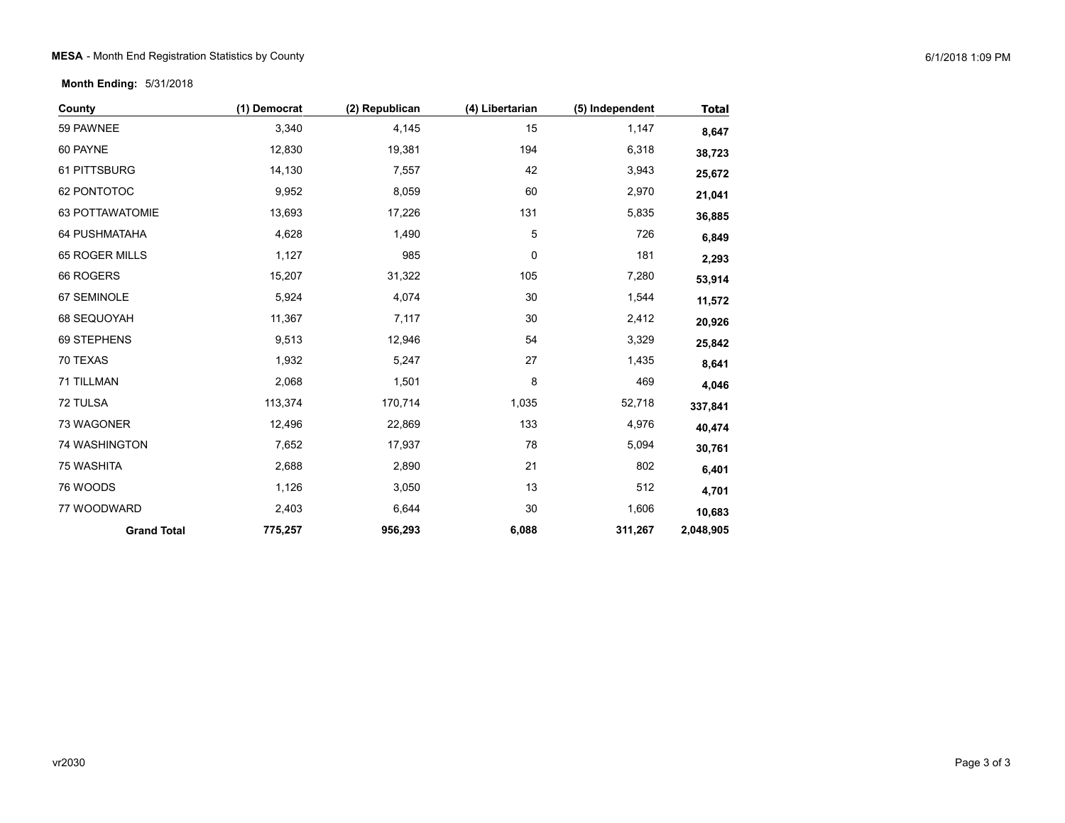**MESA** - Month End Registration Statistics by County

**Month Ending:** 5/31/2018

| County | (1) Democrat | (2) Republican | (4) Libertarian | (5) Independent | Total |
|---|---|---|---|---|---|
| 59 PAWNEE | 3,340 | 4,145 | 15 | 1,147 | **8,647** |
| 60 PAYNE | 12,830 | 19,381 | 194 | 6,318 | **38,723** |
| 61 PITTSBURG | 14,130 | 7,557 | 42 | 3,943 | **25,672** |
| 62 PONTOTOC | 9,952 | 8,059 | 60 | 2,970 | **21,041** |
| 63 POTTAWATOMIE | 13,693 | 17,226 | 131 | 5,835 | **36,885** |
| 64 PUSHMATAHA | 4,628 | 1,490 | 5 | 726 | **6,849** |
| 65 ROGER MILLS | 1,127 | 985 | 0 | 181 | **2,293** |
| 66 ROGERS | 15,207 | 31,322 | 105 | 7,280 | **53,914** |
| 67 SEMINOLE | 5,924 | 4,074 | 30 | 1,544 | **11,572** |
| 68 SEQUOYAH | 11,367 | 7,117 | 30 | 2,412 | **20,926** |
| 69 STEPHENS | 9,513 | 12,946 | 54 | 3,329 | **25,842** |
| 70 TEXAS | 1,932 | 5,247 | 27 | 1,435 | **8,641** |
| 71 TILLMAN | 2,068 | 1,501 | 8 | 469 | **4,046** |
| 72 TULSA | 113,374 | 170,714 | 1,035 | 52,718 | **337,841** |
| 73 WAGONER | 12,496 | 22,869 | 133 | 4,976 | **40,474** |
| 74 WASHINGTON | 7,652 | 17,937 | 78 | 5,094 | **30,761** |
| 75 WASHITA | 2,688 | 2,890 | 21 | 802 | **6,401** |
| 76 WOODS | 1,126 | 3,050 | 13 | 512 | **4,701** |
| 77 WOODWARD | 2,403 | 6,644 | 30 | 1,606 | **10,683** |
| **Grand Total** | **775,257** | **956,293** | **6,088** | **311,267** | **2,048,905** |

vr2030